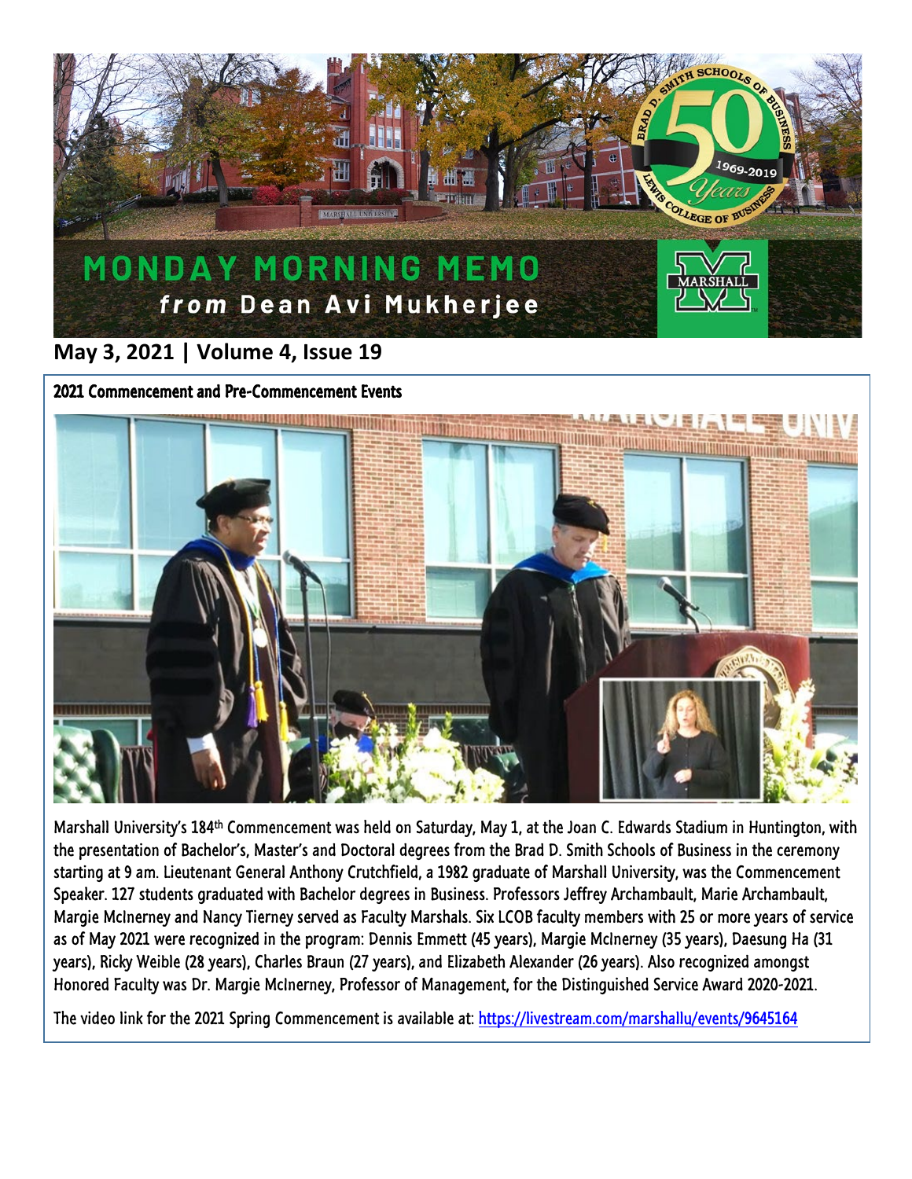# MONDAY MORNING MEMO

***from* Dean Avi Mukherjee**

## May 3, 2021 | Volume 4, Issue 19

### 2021 Commencement and Pre-Commencement Events

Marshall University's 184th Commencement was held on Saturday, May 1, at the Joan C. Edwards Stadium in Huntington, with the presentation of Bachelor's, Master's and Doctoral degrees from the Brad D. Smith Schools of Business in the ceremony starting at 9 am. Lieutenant General Anthony Crutchfield, a 1982 graduate of Marshall University, was the Commencement Speaker. 127 students graduated with Bachelor degrees in Business. Professors Jeffrey Archambault, Marie Archambault, Margie McInerney and Nancy Tierney served as Faculty Marshals. Six LCOB faculty members with 25 or more years of service as of May 2021 were recognized in the program: Dennis Emmett (45 years), Margie McInerney (35 years), Daesung Ha (31 years), Ricky Weible (28 years), Charles Braun (27 years), and Elizabeth Alexander (26 years). Also recognized amongst Honored Faculty was Dr. Margie McInerney, Professor of Management, for the Distinguished Service Award 2020-2021.

The video link for the 2021 Spring Commencement is available at: https://livestream.com/marshallu/events/9645164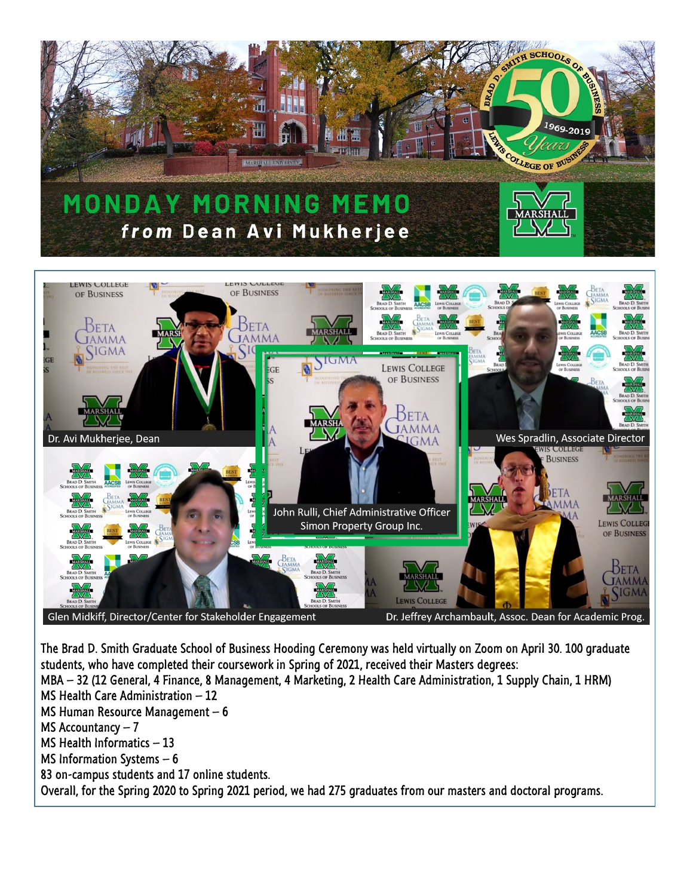# MONDAY MORNING MEMO

***from* Dean Avi Mukherjee**

Dr. Avi Mukherjee, Dean

Wes Spradlin, Associate Director

John Rulli, Chief Administrative Officer Simon Property Group Inc.

Glen Midkiff, Director/Center for Stakeholder Engagement

Dr. Jeffrey Archambault, Assoc. Dean for Academic Prog.

The Brad D. Smith Graduate School of Business Hooding Ceremony was held virtually on Zoom on April 30. 100 graduate students, who have completed their coursework in Spring of 2021, received their Masters degrees:

MBA – 32 (12 General, 4 Finance, 8 Management, 4 Marketing, 2 Health Care Administration, 1 Supply Chain, 1 HRM)
MS Health Care Administration – 12
MS Human Resource Management – 6
MS Accountancy – 7
MS Health Informatics – 13
MS Information Systems – 6
83 on-campus students and 17 online students.
Overall, for the Spring 2020 to Spring 2021 period, we had 275 graduates from our masters and doctoral programs.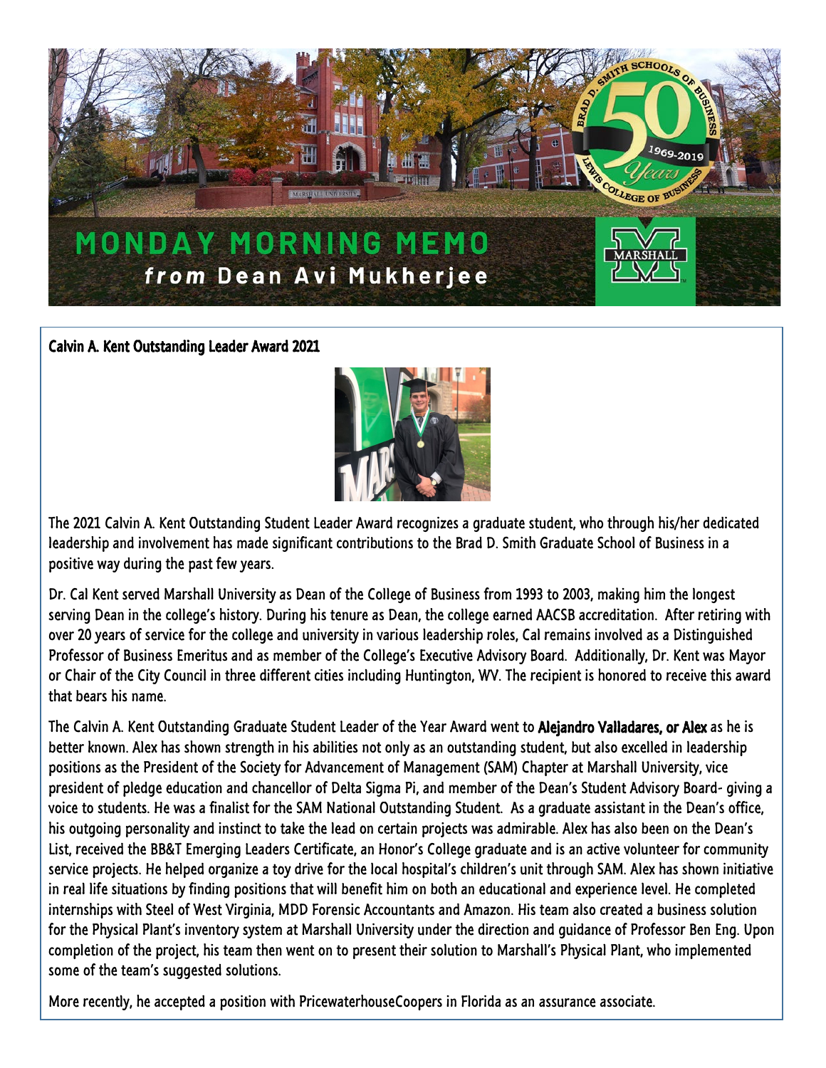# MONDAY MORNING MEMO

***from* Dean Avi Mukherjee**

## Calvin A. Kent Outstanding Leader Award 2021

The 2021 Calvin A. Kent Outstanding Student Leader Award recognizes a graduate student, who through his/her dedicated leadership and involvement has made significant contributions to the Brad D. Smith Graduate School of Business in a positive way during the past few years.

Dr. Cal Kent served Marshall University as Dean of the College of Business from 1993 to 2003, making him the longest serving Dean in the college's history. During his tenure as Dean, the college earned AACSB accreditation. After retiring with over 20 years of service for the college and university in various leadership roles, Cal remains involved as a Distinguished Professor of Business Emeritus and as member of the College's Executive Advisory Board. Additionally, Dr. Kent was Mayor or Chair of the City Council in three different cities including Huntington, WV. The recipient is honored to receive this award that bears his name.

The Calvin A. Kent Outstanding Graduate Student Leader of the Year Award went to **Alejandro Valladares, or Alex** as he is better known. Alex has shown strength in his abilities not only as an outstanding student, but also excelled in leadership positions as the President of the Society for Advancement of Management (SAM) Chapter at Marshall University, vice president of pledge education and chancellor of Delta Sigma Pi, and member of the Dean's Student Advisory Board- giving a voice to students. He was a finalist for the SAM National Outstanding Student. As a graduate assistant in the Dean's office, his outgoing personality and instinct to take the lead on certain projects was admirable. Alex has also been on the Dean's List, received the BB&T Emerging Leaders Certificate, an Honor's College graduate and is an active volunteer for community service projects. He helped organize a toy drive for the local hospital's children's unit through SAM. Alex has shown initiative in real life situations by finding positions that will benefit him on both an educational and experience level. He completed internships with Steel of West Virginia, MDD Forensic Accountants and Amazon. His team also created a business solution for the Physical Plant's inventory system at Marshall University under the direction and guidance of Professor Ben Eng. Upon completion of the project, his team then went on to present their solution to Marshall's Physical Plant, who implemented some of the team's suggested solutions.

More recently, he accepted a position with PricewaterhouseCoopers in Florida as an assurance associate.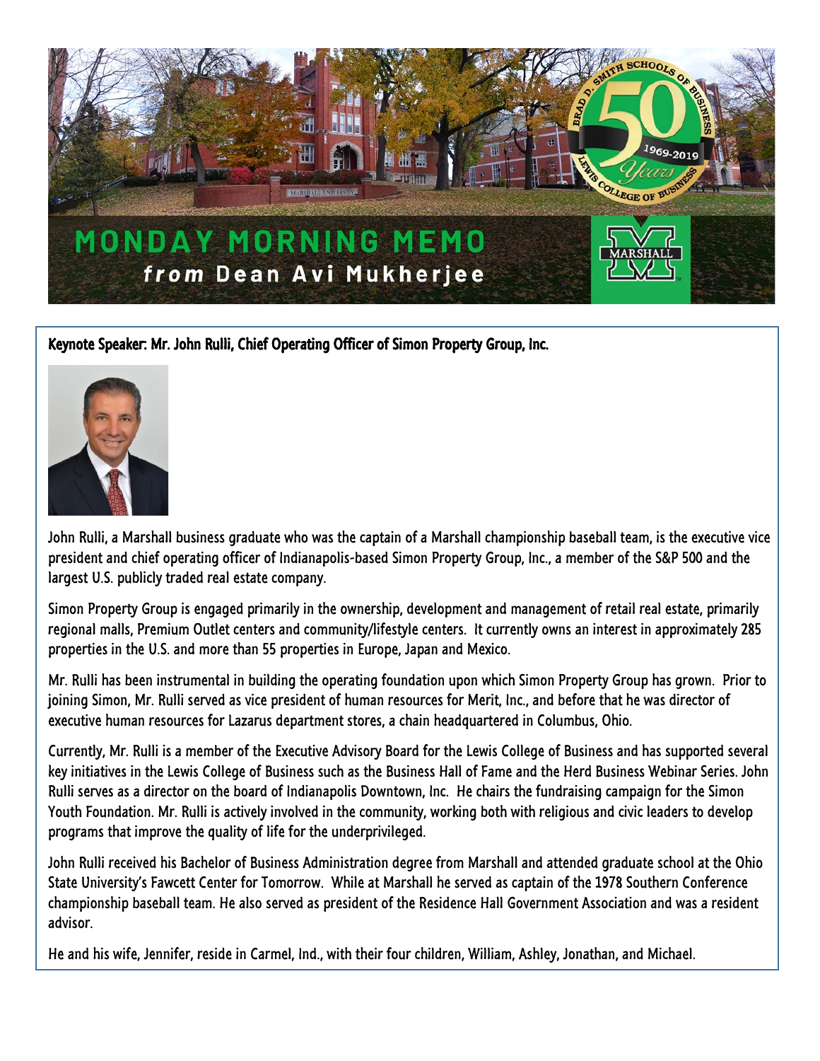# MONDAY MORNING MEMO

***from* Dean Avi Mukherjee**

**Keynote Speaker: Mr. John Rulli, Chief Operating Officer of Simon Property Group, Inc.**

John Rulli, a Marshall business graduate who was the captain of a Marshall championship baseball team, is the executive vice president and chief operating officer of Indianapolis-based Simon Property Group, Inc., a member of the S&P 500 and the largest U.S. publicly traded real estate company.

Simon Property Group is engaged primarily in the ownership, development and management of retail real estate, primarily regional malls, Premium Outlet centers and community/lifestyle centers. It currently owns an interest in approximately 285 properties in the U.S. and more than 55 properties in Europe, Japan and Mexico.

Mr. Rulli has been instrumental in building the operating foundation upon which Simon Property Group has grown. Prior to joining Simon, Mr. Rulli served as vice president of human resources for Merit, Inc., and before that he was director of executive human resources for Lazarus department stores, a chain headquartered in Columbus, Ohio.

Currently, Mr. Rulli is a member of the Executive Advisory Board for the Lewis College of Business and has supported several key initiatives in the Lewis College of Business such as the Business Hall of Fame and the Herd Business Webinar Series. John Rulli serves as a director on the board of Indianapolis Downtown, Inc. He chairs the fundraising campaign for the Simon Youth Foundation. Mr. Rulli is actively involved in the community, working both with religious and civic leaders to develop programs that improve the quality of life for the underprivileged.

John Rulli received his Bachelor of Business Administration degree from Marshall and attended graduate school at the Ohio State University's Fawcett Center for Tomorrow. While at Marshall he served as captain of the 1978 Southern Conference championship baseball team. He also served as president of the Residence Hall Government Association and was a resident advisor.

He and his wife, Jennifer, reside in Carmel, Ind., with their four children, William, Ashley, Jonathan, and Michael.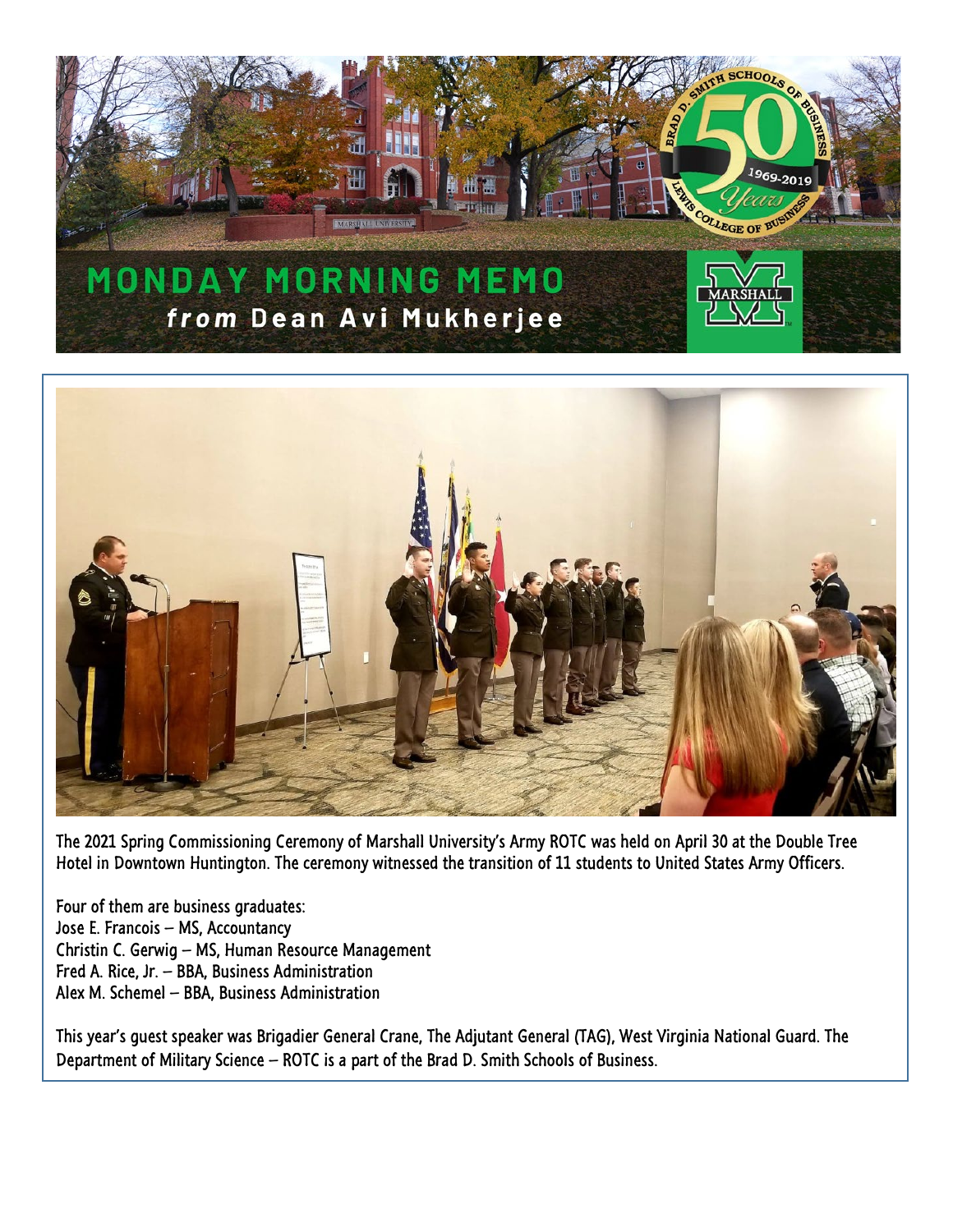# MONDAY MORNING MEMO

***from*** **Dean Avi Mukherjee**

The 2021 Spring Commissioning Ceremony of Marshall University's Army ROTC was held on April 30 at the Double Tree Hotel in Downtown Huntington. The ceremony witnessed the transition of 11 students to United States Army Officers.

Four of them are business graduates:
Jose E. Francois – MS, Accountancy
Christin C. Gerwig – MS, Human Resource Management
Fred A. Rice, Jr. – BBA, Business Administration
Alex M. Schemel – BBA, Business Administration

This year's guest speaker was Brigadier General Crane, The Adjutant General (TAG), West Virginia National Guard. The Department of Military Science – ROTC is a part of the Brad D. Smith Schools of Business.